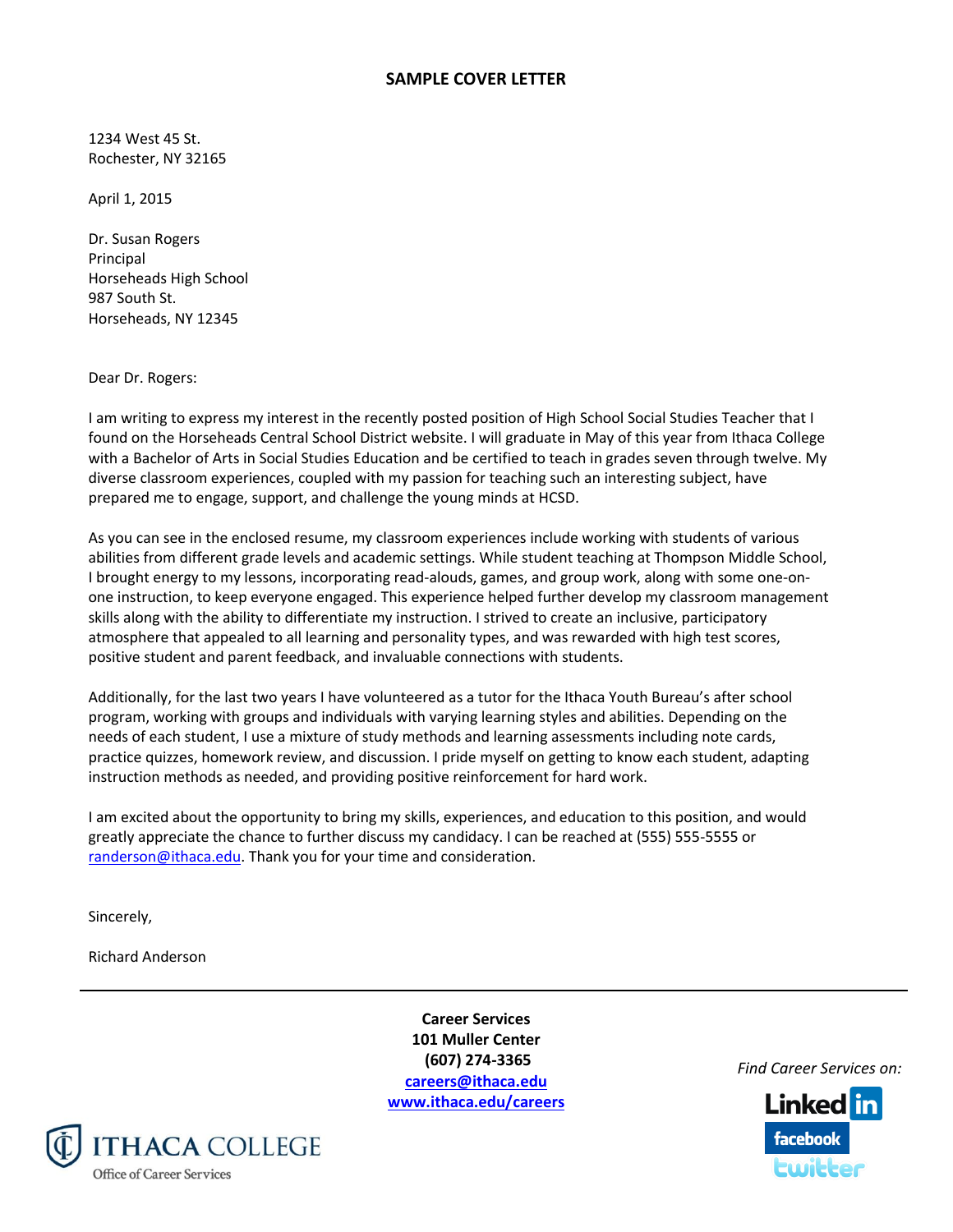## SAMPLE COVER LETTER

1234 West 45 St.
Rochester, NY 32165

April 1, 2015

Dr. Susan Rogers
Principal
Horseheads High School
987 South St.
Horseheads, NY 12345

Dear Dr. Rogers:

I am writing to express my interest in the recently posted position of High School Social Studies Teacher that I found on the Horseheads Central School District website. I will graduate in May of this year from Ithaca College with a Bachelor of Arts in Social Studies Education and be certified to teach in grades seven through twelve. My diverse classroom experiences, coupled with my passion for teaching such an interesting subject, have prepared me to engage, support, and challenge the young minds at HCSD.

As you can see in the enclosed resume, my classroom experiences include working with students of various abilities from different grade levels and academic settings. While student teaching at Thompson Middle School, I brought energy to my lessons, incorporating read-alouds, games, and group work, along with some one-on-one instruction, to keep everyone engaged. This experience helped further develop my classroom management skills along with the ability to differentiate my instruction. I strived to create an inclusive, participatory atmosphere that appealed to all learning and personality types, and was rewarded with high test scores, positive student and parent feedback, and invaluable connections with students.

Additionally, for the last two years I have volunteered as a tutor for the Ithaca Youth Bureau's after school program, working with groups and individuals with varying learning styles and abilities. Depending on the needs of each student, I use a mixture of study methods and learning assessments including note cards, practice quizzes, homework review, and discussion. I pride myself on getting to know each student, adapting instruction methods as needed, and providing positive reinforcement for hard work.

I am excited about the opportunity to bring my skills, experiences, and education to this position, and would greatly appreciate the chance to further discuss my candidacy. I can be reached at (555) 555-5555 or randerson@ithaca.edu. Thank you for your time and consideration.

Sincerely,

Richard Anderson

---

**Career Services**
**101 Muller Center**
**(607) 274-3365**
**careers@ithaca.edu**
**www.ithaca.edu/careers**

ITHACA COLLEGE
Office of Career Services

*Find Career Services on:*

LinkedIn
facebook
twitter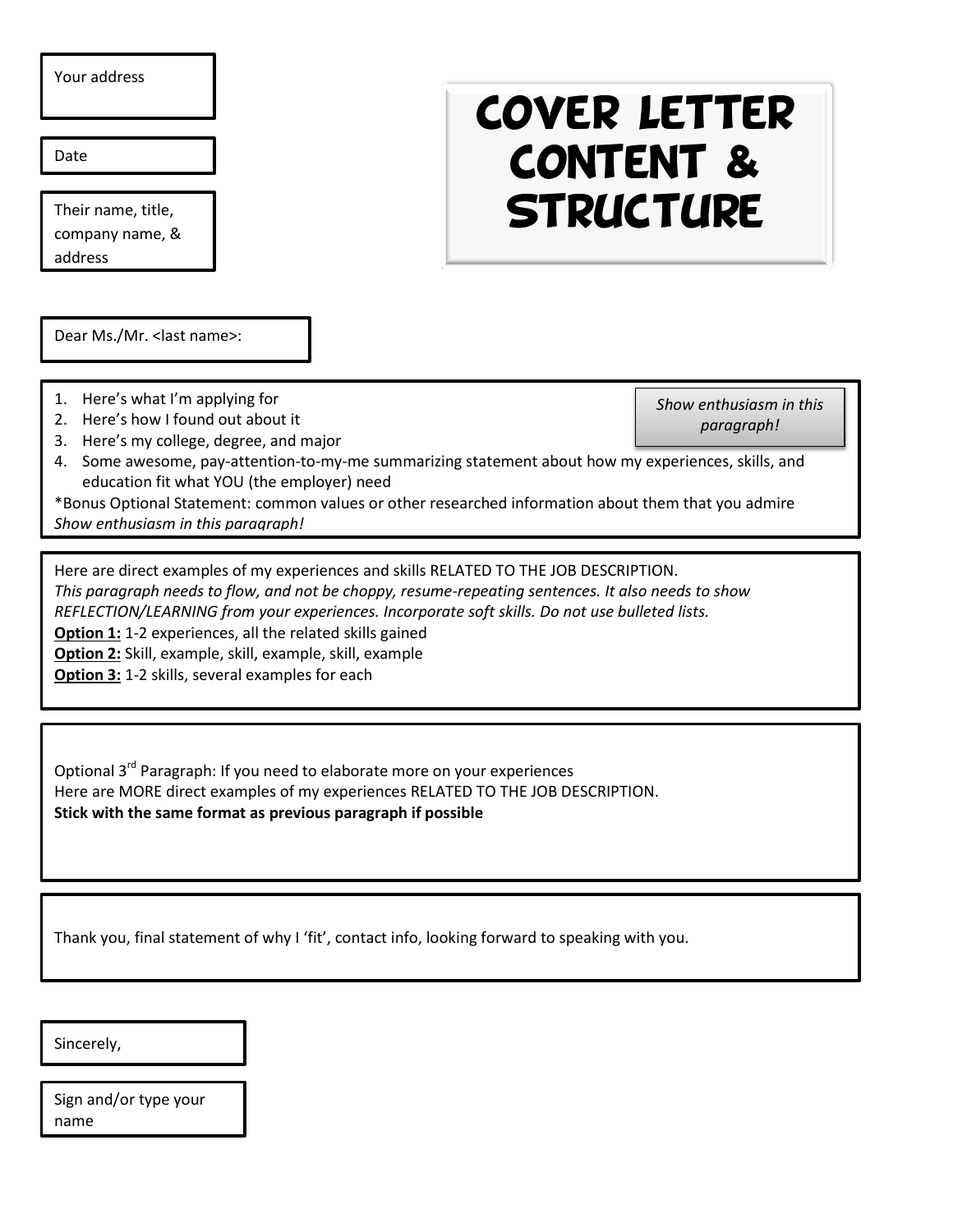# Cover Letter Content & Structure

Your address

Date

Their name, title, company name, & address

Dear Ms./Mr. <last name>:

1. Here's what I'm applying for
2. Here's how I found out about it
3. Here's my college, degree, and major
4. Some awesome, pay-attention-to-my-me summarizing statement about how my experiences, skills, and education fit what YOU (the employer) need

*Show enthusiasm in this paragraph!*

*Bonus Optional Statement: common values or other researched information about them that you admire

*Show enthusiasm in this paragraph!*

Here are direct examples of my experiences and skills RELATED TO THE JOB DESCRIPTION.

*This paragraph needs to flow, and not be choppy, resume-repeating sentences. It also needs to show REFLECTION/LEARNING from your experiences. Incorporate soft skills. Do not use bulleted lists.*

**Option 1:** 1-2 experiences, all the related skills gained

**Option 2:** Skill, example, skill, example, skill, example

**Option 3:** 1-2 skills, several examples for each

Optional 3rd Paragraph: If you need to elaborate more on your experiences

Here are MORE direct examples of my experiences RELATED TO THE JOB DESCRIPTION.

**Stick with the same format as previous paragraph if possible**

Thank you, final statement of why I 'fit', contact info, looking forward to speaking with you.

Sincerely,

Sign and/or type your name